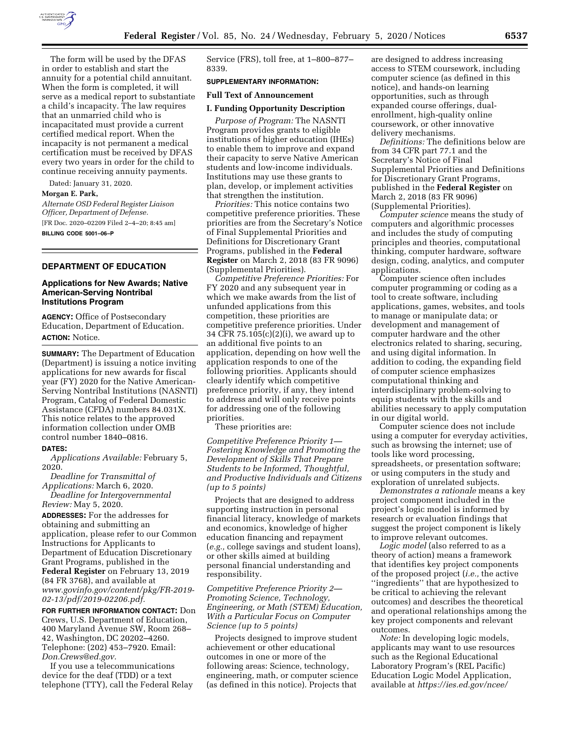The form will be used by the DFAS in order to establish and start the annuity for a potential child annuitant. When the form is completed, it will serve as a medical report to substantiate a child's incapacity. The law requires that an unmarried child who is incapacitated must provide a current certified medical report. When the incapacity is not permanent a medical certification must be received by DFAS every two years in order for the child to continue receiving annuity payments.

Dated: January 31, 2020.

**Morgan E. Park,**

*Alternate OSD Federal Register Liaison Officer, Department of Defense.*

[FR Doc. 2020–02209 Filed 2–4–20; 8:45 am]

**BILLING CODE 5001–06–P**

## DEPARTMENT OF EDUCATION

### Applications for New Awards; Native American-Serving Nontribal Institutions Program

**AGENCY:** Office of Postsecondary Education, Department of Education.

**ACTION:** Notice.

**SUMMARY:** The Department of Education (Department) is issuing a notice inviting applications for new awards for fiscal year (FY) 2020 for the Native American-Serving Nontribal Institutions (NASNTI) Program, Catalog of Federal Domestic Assistance (CFDA) numbers 84.031X. This notice relates to the approved information collection under OMB control number 1840–0816.

**DATES:**

*Applications Available:* February 5, 2020.

*Deadline for Transmittal of Applications:* March 6, 2020.

*Deadline for Intergovernmental Review:* May 5, 2020.

**ADDRESSES:** For the addresses for obtaining and submitting an application, please refer to our Common Instructions for Applicants to Department of Education Discretionary Grant Programs, published in the **Federal Register** on February 13, 2019 (84 FR 3768), and available at *www.govinfo.gov/content/pkg/FR-2019-02-13/pdf/2019-02206.pdf.*

**FOR FURTHER INFORMATION CONTACT:** Don Crews, U.S. Department of Education, 400 Maryland Avenue SW, Room 268–42, Washington, DC 20202–4260. Telephone: (202) 453–7920. Email: *Don.Crews@ed.gov.*

If you use a telecommunications device for the deaf (TDD) or a text telephone (TTY), call the Federal Relay Service (FRS), toll free, at 1–800–877–8339.

**SUPPLEMENTARY INFORMATION:**

**Full Text of Announcement**

**I. Funding Opportunity Description**

*Purpose of Program:* The NASNTI Program provides grants to eligible institutions of higher education (IHEs) to enable them to improve and expand their capacity to serve Native American students and low-income individuals. Institutions may use these grants to plan, develop, or implement activities that strengthen the institution.

*Priorities:* This notice contains two competitive preference priorities. These priorities are from the Secretary's Notice of Final Supplemental Priorities and Definitions for Discretionary Grant Programs, published in the **Federal Register** on March 2, 2018 (83 FR 9096) (Supplemental Priorities).

*Competitive Preference Priorities:* For FY 2020 and any subsequent year in which we make awards from the list of unfunded applications from this competition, these priorities are competitive preference priorities. Under 34 CFR 75.105(c)(2)(i), we award up to an additional five points to an application, depending on how well the application responds to one of the following priorities. Applicants should clearly identify which competitive preference priority, if any, they intend to address and will only receive points for addressing one of the following priorities.

These priorities are:

*Competitive Preference Priority 1—Fostering Knowledge and Promoting the Development of Skills That Prepare Students to be Informed, Thoughtful, and Productive Individuals and Citizens (up to 5 points)*

Projects that are designed to address supporting instruction in personal financial literacy, knowledge of markets and economics, knowledge of higher education financing and repayment (*e.g.,* college savings and student loans), or other skills aimed at building personal financial understanding and responsibility.

*Competitive Preference Priority 2—Promoting Science, Technology, Engineering, or Math (STEM) Education, With a Particular Focus on Computer Science (up to 5 points)*

Projects designed to improve student achievement or other educational outcomes in one or more of the following areas: Science, technology, engineering, math, or computer science (as defined in this notice). Projects that are designed to address increasing access to STEM coursework, including computer science (as defined in this notice), and hands-on learning opportunities, such as through expanded course offerings, dual-enrollment, high-quality online coursework, or other innovative delivery mechanisms.

*Definitions:* The definitions below are from 34 CFR part 77.1 and the Secretary's Notice of Final Supplemental Priorities and Definitions for Discretionary Grant Programs, published in the **Federal Register** on March 2, 2018 (83 FR 9096) (Supplemental Priorities).

*Computer science* means the study of computers and algorithmic processes and includes the study of computing principles and theories, computational thinking, computer hardware, software design, coding, analytics, and computer applications.

Computer science often includes computer programming or coding as a tool to create software, including applications, games, websites, and tools to manage or manipulate data; or development and management of computer hardware and the other electronics related to sharing, securing, and using digital information. In addition to coding, the expanding field of computer science emphasizes computational thinking and interdisciplinary problem-solving to equip students with the skills and abilities necessary to apply computation in our digital world.

Computer science does not include using a computer for everyday activities, such as browsing the internet; use of tools like word processing, spreadsheets, or presentation software; or using computers in the study and exploration of unrelated subjects.

*Demonstrates a rationale* means a key project component included in the project's logic model is informed by research or evaluation findings that suggest the project component is likely to improve relevant outcomes.

*Logic model* (also referred to as a theory of action) means a framework that identifies key project components of the proposed project (*i.e.,* the active "ingredients" that are hypothesized to be critical to achieving the relevant outcomes) and describes the theoretical and operational relationships among the key project components and relevant outcomes.

*Note:* In developing logic models, applicants may want to use resources such as the Regional Educational Laboratory Program's (REL Pacific) Education Logic Model Application, available at *https://ies.ed.gov/ncee/*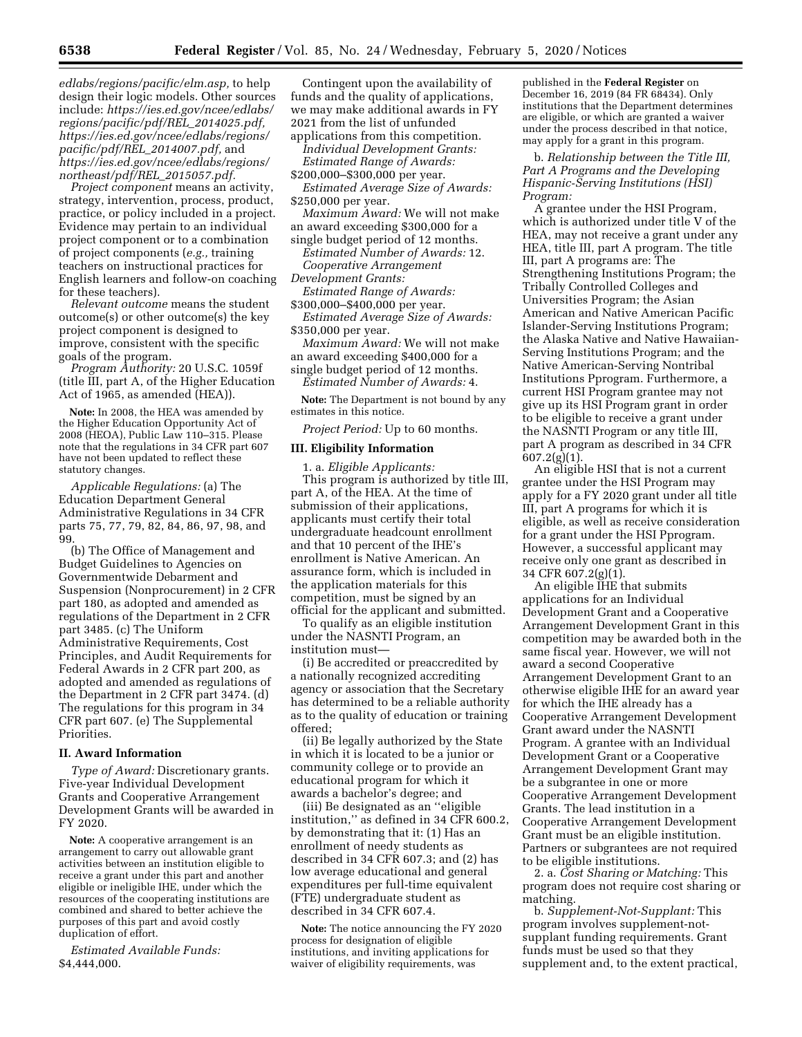*edlabs/regions/pacific/elm.asp,* to help design their logic models. Other sources include: *https://ies.ed.gov/ncee/edlabs/regions/pacific/pdf/REL_2014025.pdf, https://ies.ed.gov/ncee/edlabs/regions/pacific/pdf/REL_2014007.pdf,* and *https://ies.ed.gov/ncee/edlabs/regions/northeast/pdf/REL_2015057.pdf.*

*Project component* means an activity, strategy, intervention, process, product, practice, or policy included in a project. Evidence may pertain to an individual project component or to a combination of project components (*e.g.,* training teachers on instructional practices for English learners and follow-on coaching for these teachers).

*Relevant outcome* means the student outcome(s) or other outcome(s) the key project component is designed to improve, consistent with the specific goals of the program.

*Program Authority:* 20 U.S.C. 1059f (title III, part A, of the Higher Education Act of 1965, as amended (HEA)).

**Note:** In 2008, the HEA was amended by the Higher Education Opportunity Act of 2008 (HEOA), Public Law 110–315. Please note that the regulations in 34 CFR part 607 have not been updated to reflect these statutory changes.

*Applicable Regulations:* (a) The Education Department General Administrative Regulations in 34 CFR parts 75, 77, 79, 82, 84, 86, 97, 98, and 99.

(b) The Office of Management and Budget Guidelines to Agencies on Governmentwide Debarment and Suspension (Nonprocurement) in 2 CFR part 180, as adopted and amended as regulations of the Department in 2 CFR part 3485. (c) The Uniform Administrative Requirements, Cost Principles, and Audit Requirements for Federal Awards in 2 CFR part 200, as adopted and amended as regulations of the Department in 2 CFR part 3474. (d) The regulations for this program in 34 CFR part 607. (e) The Supplemental Priorities.

## II. Award Information

*Type of Award:* Discretionary grants. Five-year Individual Development Grants and Cooperative Arrangement Development Grants will be awarded in FY 2020.

**Note:** A cooperative arrangement is an arrangement to carry out allowable grant activities between an institution eligible to receive a grant under this part and another eligible or ineligible IHE, under which the resources of the cooperating institutions are combined and shared to better achieve the purposes of this part and avoid costly duplication of effort.

*Estimated Available Funds:* $4,444,000.

Contingent upon the availability of funds and the quality of applications, we may make additional awards in FY 2021 from the list of unfunded applications from this competition.

*Individual Development Grants:*

*Estimated Range of Awards:* $200,000–$300,000 per year.

*Estimated Average Size of Awards:* $250,000 per year.

*Maximum Award:* We will not make an award exceeding $300,000 for a single budget period of 12 months.

*Estimated Number of Awards:* 12.

*Cooperative Arrangement Development Grants:*

*Estimated Range of Awards:* $300,000–$400,000 per year.

*Estimated Average Size of Awards:* $350,000 per year.

*Maximum Award:* We will not make an award exceeding $400,000 for a single budget period of 12 months.

*Estimated Number of Awards:* 4.

**Note:** The Department is not bound by any estimates in this notice.

*Project Period:* Up to 60 months.

## III. Eligibility Information

1. a. *Eligible Applicants:*

This program is authorized by title III, part A, of the HEA. At the time of submission of their applications, applicants must certify their total undergraduate headcount enrollment and that 10 percent of the IHE's enrollment is Native American. An assurance form, which is included in the application materials for this competition, must be signed by an official for the applicant and submitted.

To qualify as an eligible institution under the NASNTI Program, an institution must—

(i) Be accredited or preaccredited by a nationally recognized accrediting agency or association that the Secretary has determined to be a reliable authority as to the quality of education or training offered;

(ii) Be legally authorized by the State in which it is located to be a junior or community college or to provide an educational program for which it awards a bachelor's degree; and

(iii) Be designated as an ''eligible institution,'' as defined in 34 CFR 600.2, by demonstrating that it: (1) Has an enrollment of needy students as described in 34 CFR 607.3; and (2) has low average educational and general expenditures per full-time equivalent (FTE) undergraduate student as described in 34 CFR 607.4.

**Note:** The notice announcing the FY 2020 process for designation of eligible institutions, and inviting applications for waiver of eligibility requirements, was published in the **Federal Register** on December 16, 2019 (84 FR 68434). Only institutions that the Department determines are eligible, or which are granted a waiver under the process described in that notice, may apply for a grant in this program.

b. *Relationship between the Title III, Part A Programs and the Developing Hispanic-Serving Institutions (HSI) Program:*

A grantee under the HSI Program, which is authorized under title V of the HEA, may not receive a grant under any HEA, title III, part A program. The title III, part A programs are: The Strengthening Institutions Program; the Tribally Controlled Colleges and Universities Program; the Asian American and Native American Pacific Islander-Serving Institutions Program; the Alaska Native and Native Hawaiian-Serving Institutions Program; and the Native American-Serving Nontribal Institutions Pprogram. Furthermore, a current HSI Program grantee may not give up its HSI Program grant in order to be eligible to receive a grant under the NASNTI Program or any title III, part A program as described in 34 CFR 607.2(g)(1).

An eligible HSI that is not a current grantee under the HSI Program may apply for a FY 2020 grant under all title III, part A programs for which it is eligible, as well as receive consideration for a grant under the HSI Pprogram. However, a successful applicant may receive only one grant as described in 34 CFR 607.2(g)(1).

An eligible IHE that submits applications for an Individual Development Grant and a Cooperative Arrangement Development Grant in this competition may be awarded both in the same fiscal year. However, we will not award a second Cooperative Arrangement Development Grant to an otherwise eligible IHE for an award year for which the IHE already has a Cooperative Arrangement Development Grant award under the NASNTI Program. A grantee with an Individual Development Grant or a Cooperative Arrangement Development Grant may be a subgrantee in one or more Cooperative Arrangement Development Grants. The lead institution in a Cooperative Arrangement Development Grant must be an eligible institution. Partners or subgrantees are not required to be eligible institutions.

2. a. *Cost Sharing or Matching:* This program does not require cost sharing or matching.

b. *Supplement-Not-Supplant:* This program involves supplement-not-supplant funding requirements. Grant funds must be used so that they supplement and, to the extent practical,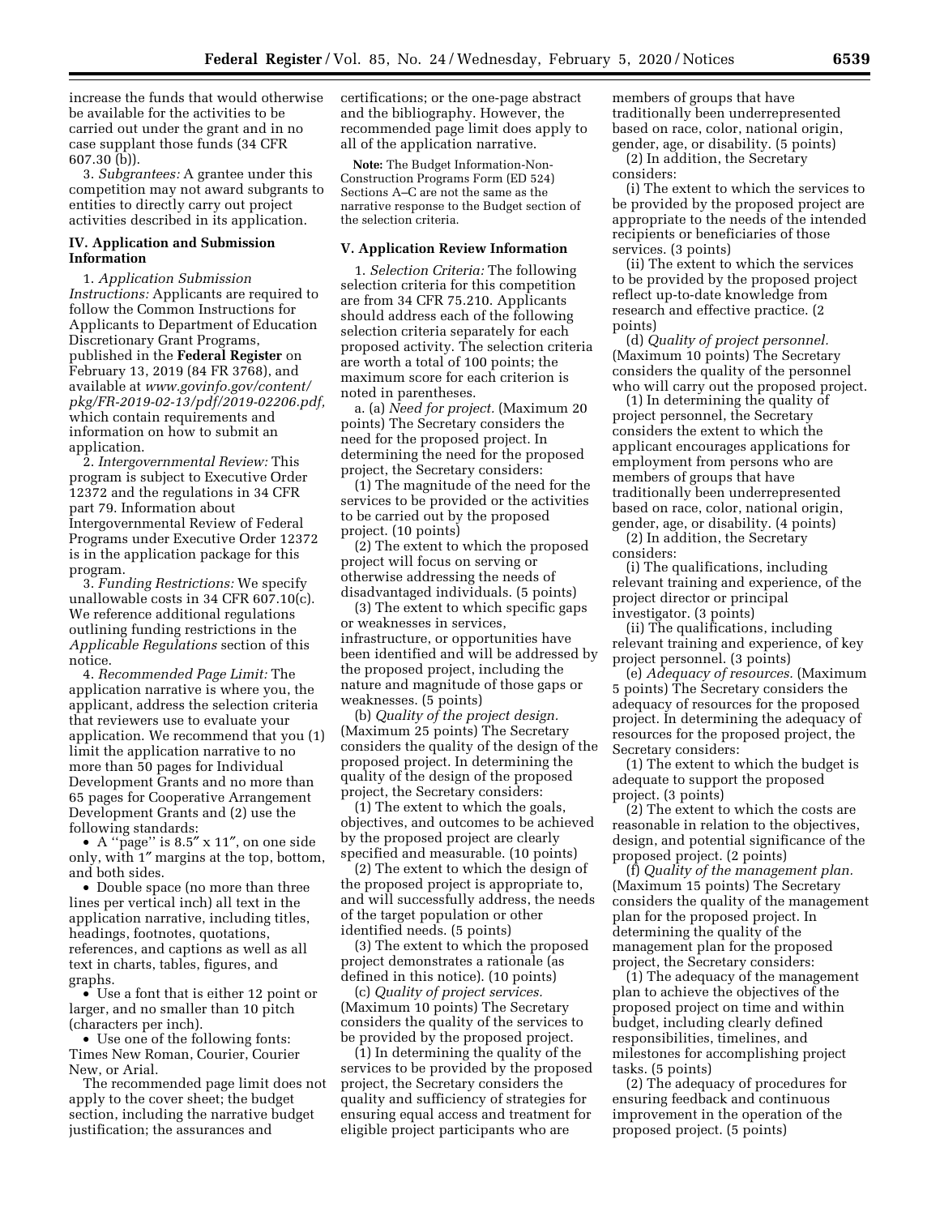increase the funds that would otherwise be available for the activities to be carried out under the grant and in no case supplant those funds (34 CFR 607.30 (b)).

3. *Subgrantees:* A grantee under this competition may not award subgrants to entities to directly carry out project activities described in its application.

## IV. Application and Submission Information

1. *Application Submission Instructions:* Applicants are required to follow the Common Instructions for Applicants to Department of Education Discretionary Grant Programs, published in the **Federal Register** on February 13, 2019 (84 FR 3768), and available at *www.govinfo.gov/content/pkg/FR-2019-02-13/pdf/2019-02206.pdf,* which contain requirements and information on how to submit an application.

2. *Intergovernmental Review:* This program is subject to Executive Order 12372 and the regulations in 34 CFR part 79. Information about Intergovernmental Review of Federal Programs under Executive Order 12372 is in the application package for this program.

3. *Funding Restrictions:* We specify unallowable costs in 34 CFR 607.10(c). We reference additional regulations outlining funding restrictions in the *Applicable Regulations* section of this notice.

4. *Recommended Page Limit:* The application narrative is where you, the applicant, address the selection criteria that reviewers use to evaluate your application. We recommend that you (1) limit the application narrative to no more than 50 pages for Individual Development Grants and no more than 65 pages for Cooperative Arrangement Development Grants and (2) use the following standards:

- A "page" is 8.5″ x 11″, on one side only, with 1″ margins at the top, bottom, and both sides.
- Double space (no more than three lines per vertical inch) all text in the application narrative, including titles, headings, footnotes, quotations, references, and captions as well as all text in charts, tables, figures, and graphs.
- Use a font that is either 12 point or larger, and no smaller than 10 pitch (characters per inch).
- Use one of the following fonts: Times New Roman, Courier, Courier New, or Arial.

The recommended page limit does not apply to the cover sheet; the budget section, including the narrative budget justification; the assurances and certifications; or the one-page abstract and the bibliography. However, the recommended page limit does apply to all of the application narrative.

**Note:** The Budget Information-Non-Construction Programs Form (ED 524) Sections A–C are not the same as the narrative response to the Budget section of the selection criteria.

## V. Application Review Information

1. *Selection Criteria:* The following selection criteria for this competition are from 34 CFR 75.210. Applicants should address each of the following selection criteria separately for each proposed activity. The selection criteria are worth a total of 100 points; the maximum score for each criterion is noted in parentheses.

a. (a) *Need for project.* (Maximum 20 points) The Secretary considers the need for the proposed project. In determining the need for the proposed project, the Secretary considers:

(1) The magnitude of the need for the services to be provided or the activities to be carried out by the proposed project. (10 points)

(2) The extent to which the proposed project will focus on serving or otherwise addressing the needs of disadvantaged individuals. (5 points)

(3) The extent to which specific gaps or weaknesses in services, infrastructure, or opportunities have been identified and will be addressed by the proposed project, including the nature and magnitude of those gaps or weaknesses. (5 points)

(b) *Quality of the project design.* (Maximum 25 points) The Secretary considers the quality of the design of the proposed project. In determining the quality of the design of the proposed project, the Secretary considers:

(1) The extent to which the goals, objectives, and outcomes to be achieved by the proposed project are clearly specified and measurable. (10 points)

(2) The extent to which the design of the proposed project is appropriate to, and will successfully address, the needs of the target population or other identified needs. (5 points)

(3) The extent to which the proposed project demonstrates a rationale (as defined in this notice). (10 points)

(c) *Quality of project services.* (Maximum 10 points) The Secretary considers the quality of the services to be provided by the proposed project.

(1) In determining the quality of the services to be provided by the proposed project, the Secretary considers the quality and sufficiency of strategies for ensuring equal access and treatment for eligible project participants who are members of groups that have traditionally been underrepresented based on race, color, national origin, gender, age, or disability. (5 points)

(2) In addition, the Secretary considers:

(i) The extent to which the services to be provided by the proposed project are appropriate to the needs of the intended recipients or beneficiaries of those services. (3 points)

(ii) The extent to which the services to be provided by the proposed project reflect up-to-date knowledge from research and effective practice. (2 points)

(d) *Quality of project personnel.* (Maximum 10 points) The Secretary considers the quality of the personnel who will carry out the proposed project.

(1) In determining the quality of project personnel, the Secretary considers the extent to which the applicant encourages applications for employment from persons who are members of groups that have traditionally been underrepresented based on race, color, national origin, gender, age, or disability. (4 points)

(2) In addition, the Secretary considers:

(i) The qualifications, including relevant training and experience, of the project director or principal investigator. (3 points)

(ii) The qualifications, including relevant training and experience, of key project personnel. (3 points)

(e) *Adequacy of resources.* (Maximum 5 points) The Secretary considers the adequacy of resources for the proposed project. In determining the adequacy of resources for the proposed project, the Secretary considers:

(1) The extent to which the budget is adequate to support the proposed project. (3 points)

(2) The extent to which the costs are reasonable in relation to the objectives, design, and potential significance of the proposed project. (2 points)

(f) *Quality of the management plan.* (Maximum 15 points) The Secretary considers the quality of the management plan for the proposed project. In determining the quality of the management plan for the proposed project, the Secretary considers:

(1) The adequacy of the management plan to achieve the objectives of the proposed project on time and within budget, including clearly defined responsibilities, timelines, and milestones for accomplishing project tasks. (5 points)

(2) The adequacy of procedures for ensuring feedback and continuous improvement in the operation of the proposed project. (5 points)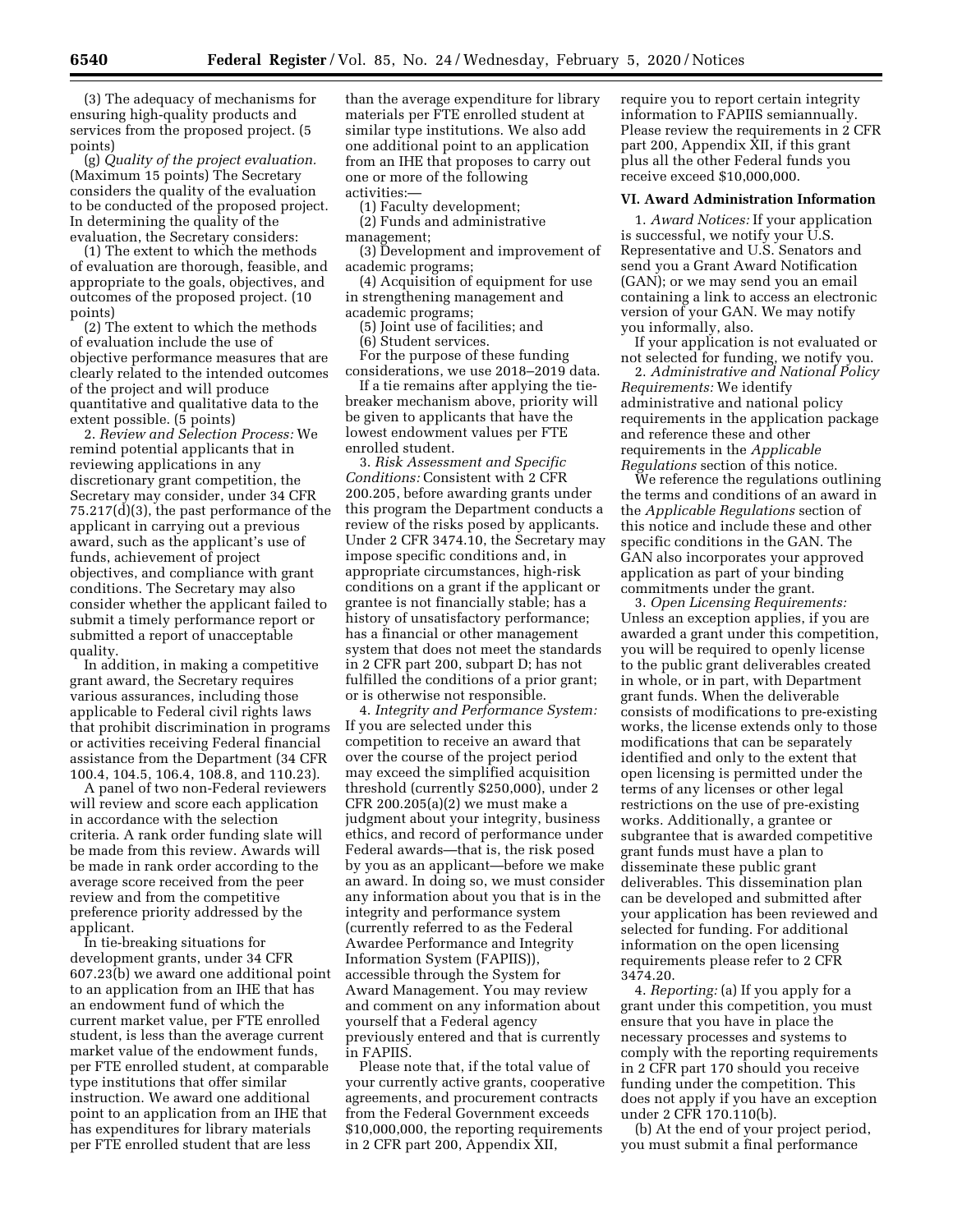(3) The adequacy of mechanisms for ensuring high-quality products and services from the proposed project. (5 points)

(g) *Quality of the project evaluation.* (Maximum 15 points) The Secretary considers the quality of the evaluation to be conducted of the proposed project. In determining the quality of the evaluation, the Secretary considers:

(1) The extent to which the methods of evaluation are thorough, feasible, and appropriate to the goals, objectives, and outcomes of the proposed project. (10 points)

(2) The extent to which the methods of evaluation include the use of objective performance measures that are clearly related to the intended outcomes of the project and will produce quantitative and qualitative data to the extent possible. (5 points)

2. *Review and Selection Process:* We remind potential applicants that in reviewing applications in any discretionary grant competition, the Secretary may consider, under 34 CFR 75.217(d)(3), the past performance of the applicant in carrying out a previous award, such as the applicant's use of funds, achievement of project objectives, and compliance with grant conditions. The Secretary may also consider whether the applicant failed to submit a timely performance report or submitted a report of unacceptable quality.

In addition, in making a competitive grant award, the Secretary requires various assurances, including those applicable to Federal civil rights laws that prohibit discrimination in programs or activities receiving Federal financial assistance from the Department (34 CFR 100.4, 104.5, 106.4, 108.8, and 110.23).

A panel of two non-Federal reviewers will review and score each application in accordance with the selection criteria. A rank order funding slate will be made from this review. Awards will be made in rank order according to the average score received from the peer review and from the competitive preference priority addressed by the applicant.

In tie-breaking situations for development grants, under 34 CFR 607.23(b) we award one additional point to an application from an IHE that has an endowment fund of which the current market value, per FTE enrolled student, is less than the average current market value of the endowment funds, per FTE enrolled student, at comparable type institutions that offer similar instruction. We award one additional point to an application from an IHE that has expenditures for library materials per FTE enrolled student that are less than the average expenditure for library materials per FTE enrolled student at similar type institutions. We also add one additional point to an application from an IHE that proposes to carry out one or more of the following activities:—

(1) Faculty development;

(2) Funds and administrative management;

(3) Development and improvement of academic programs;

(4) Acquisition of equipment for use in strengthening management and academic programs;

(5) Joint use of facilities; and

(6) Student services.

For the purpose of these funding considerations, we use 2018–2019 data.

If a tie remains after applying the tie-breaker mechanism above, priority will be given to applicants that have the lowest endowment values per FTE enrolled student.

3. *Risk Assessment and Specific Conditions:* Consistent with 2 CFR 200.205, before awarding grants under this program the Department conducts a review of the risks posed by applicants. Under 2 CFR 3474.10, the Secretary may impose specific conditions and, in appropriate circumstances, high-risk conditions on a grant if the applicant or grantee is not financially stable; has a history of unsatisfactory performance; has a financial or other management system that does not meet the standards in 2 CFR part 200, subpart D; has not fulfilled the conditions of a prior grant; or is otherwise not responsible.

4. *Integrity and Performance System:* If you are selected under this competition to receive an award that over the course of the project period may exceed the simplified acquisition threshold (currently $250,000), under 2 CFR 200.205(a)(2) we must make a judgment about your integrity, business ethics, and record of performance under Federal awards—that is, the risk posed by you as an applicant—before we make an award. In doing so, we must consider any information about you that is in the integrity and performance system (currently referred to as the Federal Awardee Performance and Integrity Information System (FAPIIS)), accessible through the System for Award Management. You may review and comment on any information about yourself that a Federal agency previously entered and that is currently in FAPIIS.

Please note that, if the total value of your currently active grants, cooperative agreements, and procurement contracts from the Federal Government exceeds $10,000,000, the reporting requirements in 2 CFR part 200, Appendix XII, require you to report certain integrity information to FAPIIS semiannually. Please review the requirements in 2 CFR part 200, Appendix XII, if this grant plus all the other Federal funds you receive exceed $10,000,000.

## VI. Award Administration Information

1. *Award Notices:* If your application is successful, we notify your U.S. Representative and U.S. Senators and send you a Grant Award Notification (GAN); or we may send you an email containing a link to access an electronic version of your GAN. We may notify you informally, also.

If your application is not evaluated or not selected for funding, we notify you.

2. *Administrative and National Policy Requirements:* We identify administrative and national policy requirements in the application package and reference these and other requirements in the *Applicable Regulations* section of this notice.

We reference the regulations outlining the terms and conditions of an award in the *Applicable Regulations* section of this notice and include these and other specific conditions in the GAN. The GAN also incorporates your approved application as part of your binding commitments under the grant.

3. *Open Licensing Requirements:* Unless an exception applies, if you are awarded a grant under this competition, you will be required to openly license to the public grant deliverables created in whole, or in part, with Department grant funds. When the deliverable consists of modifications to pre-existing works, the license extends only to those modifications that can be separately identified and only to the extent that open licensing is permitted under the terms of any licenses or other legal restrictions on the use of pre-existing works. Additionally, a grantee or subgrantee that is awarded competitive grant funds must have a plan to disseminate these public grant deliverables. This dissemination plan can be developed and submitted after your application has been reviewed and selected for funding. For additional information on the open licensing requirements please refer to 2 CFR 3474.20.

4. *Reporting:* (a) If you apply for a grant under this competition, you must ensure that you have in place the necessary processes and systems to comply with the reporting requirements in 2 CFR part 170 should you receive funding under the competition. This does not apply if you have an exception under 2 CFR 170.110(b).

(b) At the end of your project period, you must submit a final performance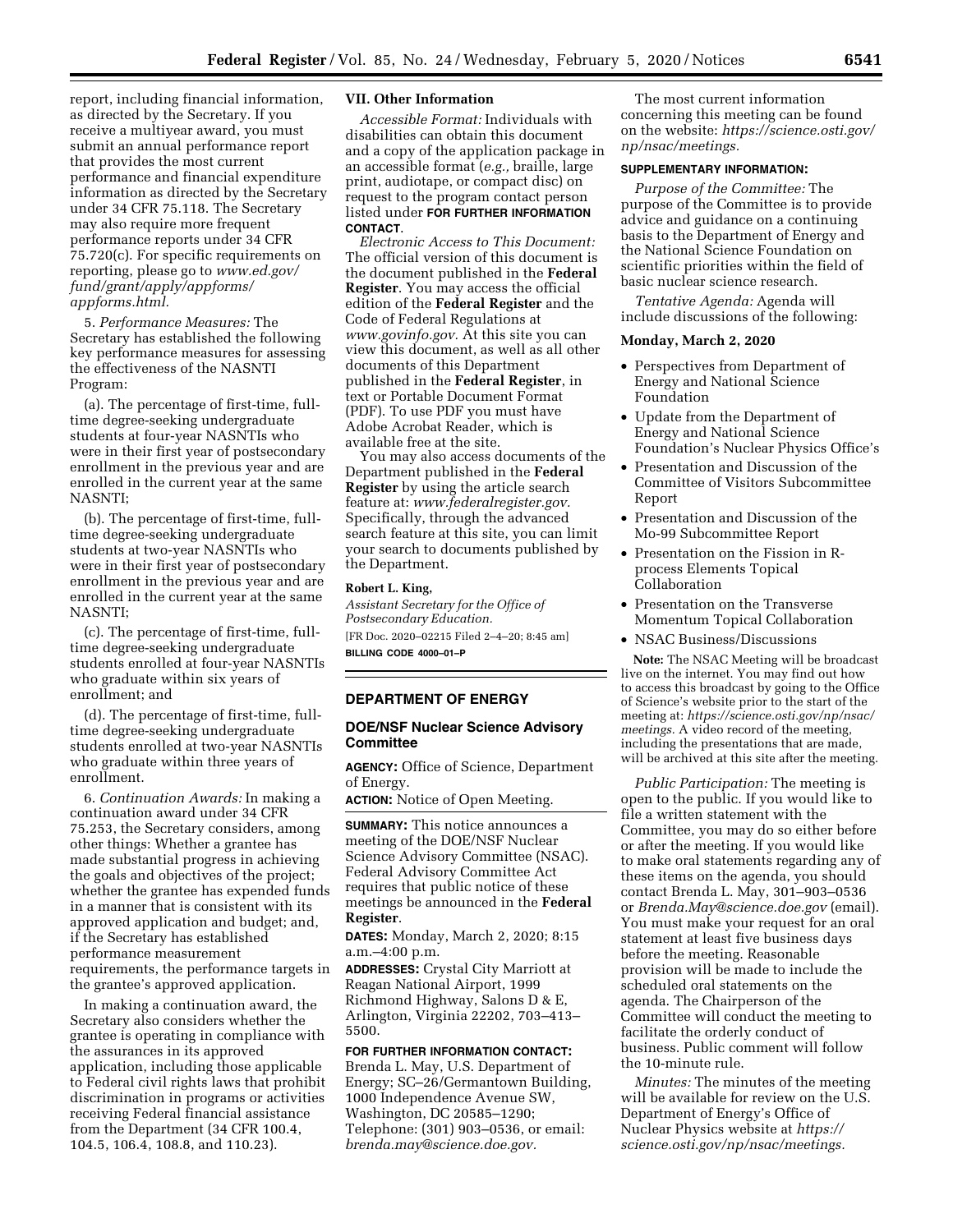report, including financial information, as directed by the Secretary. If you receive a multiyear award, you must submit an annual performance report that provides the most current performance and financial expenditure information as directed by the Secretary under 34 CFR 75.118. The Secretary may also require more frequent performance reports under 34 CFR 75.720(c). For specific requirements on reporting, please go to *www.ed.gov/fund/grant/apply/appforms/appforms.html.*

5. *Performance Measures:* The Secretary has established the following key performance measures for assessing the effectiveness of the NASNTI Program:

(a). The percentage of first-time, full-time degree-seeking undergraduate students at four-year NASNTIs who were in their first year of postsecondary enrollment in the previous year and are enrolled in the current year at the same NASNTI;

(b). The percentage of first-time, full-time degree-seeking undergraduate students at two-year NASNTIs who were in their first year of postsecondary enrollment in the previous year and are enrolled in the current year at the same NASNTI;

(c). The percentage of first-time, full-time degree-seeking undergraduate students enrolled at four-year NASNTIs who graduate within six years of enrollment; and

(d). The percentage of first-time, full-time degree-seeking undergraduate students enrolled at two-year NASNTIs who graduate within three years of enrollment.

6. *Continuation Awards:* In making a continuation award under 34 CFR 75.253, the Secretary considers, among other things: Whether a grantee has made substantial progress in achieving the goals and objectives of the project; whether the grantee has expended funds in a manner that is consistent with its approved application and budget; and, if the Secretary has established performance measurement requirements, the performance targets in the grantee's approved application.

In making a continuation award, the Secretary also considers whether the grantee is operating in compliance with the assurances in its approved application, including those applicable to Federal civil rights laws that prohibit discrimination in programs or activities receiving Federal financial assistance from the Department (34 CFR 100.4, 104.5, 106.4, 108.8, and 110.23).

### VII. Other Information

*Accessible Format:* Individuals with disabilities can obtain this document and a copy of the application package in an accessible format (*e.g.,* braille, large print, audiotape, or compact disc) on request to the program contact person listed under **FOR FURTHER INFORMATION CONTACT**.

*Electronic Access to This Document:* The official version of this document is the document published in the **Federal Register**. You may access the official edition of the **Federal Register** and the Code of Federal Regulations at *www.govinfo.gov.* At this site you can view this document, as well as all other documents of this Department published in the **Federal Register**, in text or Portable Document Format (PDF). To use PDF you must have Adobe Acrobat Reader, which is available free at the site.

You may also access documents of the Department published in the **Federal Register** by using the article search feature at: *www.federalregister.gov.* Specifically, through the advanced search feature at this site, you can limit your search to documents published by the Department.

**Robert L. King,**

*Assistant Secretary for the Office of Postsecondary Education.*

[FR Doc. 2020–02215 Filed 2–4–20; 8:45 am]

**BILLING CODE 4000–01–P**

## DEPARTMENT OF ENERGY

### DOE/NSF Nuclear Science Advisory Committee

**AGENCY:** Office of Science, Department of Energy.

**ACTION:** Notice of Open Meeting.

**SUMMARY:** This notice announces a meeting of the DOE/NSF Nuclear Science Advisory Committee (NSAC). Federal Advisory Committee Act requires that public notice of these meetings be announced in the **Federal Register**.

**DATES:** Monday, March 2, 2020; 8:15 a.m.–4:00 p.m.

**ADDRESSES:** Crystal City Marriott at Reagan National Airport, 1999 Richmond Highway, Salons D & E, Arlington, Virginia 22202, 703–413–5500.

**FOR FURTHER INFORMATION CONTACT:** Brenda L. May, U.S. Department of Energy; SC–26/Germantown Building, 1000 Independence Avenue SW, Washington, DC 20585–1290; Telephone: (301) 903–0536, or email: *brenda.may@science.doe.gov.*

The most current information concerning this meeting can be found on the website: *https://science.osti.gov/np/nsac/meetings.*

**SUPPLEMENTARY INFORMATION:**

*Purpose of the Committee:* The purpose of the Committee is to provide advice and guidance on a continuing basis to the Department of Energy and the National Science Foundation on scientific priorities within the field of basic nuclear science research.

*Tentative Agenda:* Agenda will include discussions of the following:

**Monday, March 2, 2020**

- Perspectives from Department of Energy and National Science Foundation
- Update from the Department of Energy and National Science Foundation's Nuclear Physics Office's
- Presentation and Discussion of the Committee of Visitors Subcommittee Report
- Presentation and Discussion of the Mo-99 Subcommittee Report
- Presentation on the Fission in R-process Elements Topical Collaboration
- Presentation on the Transverse Momentum Topical Collaboration
- NSAC Business/Discussions

**Note:** The NSAC Meeting will be broadcast live on the internet. You may find out how to access this broadcast by going to the Office of Science's website prior to the start of the meeting at: *https://science.osti.gov/np/nsac/meetings.* A video record of the meeting, including the presentations that are made, will be archived at this site after the meeting.

*Public Participation:* The meeting is open to the public. If you would like to file a written statement with the Committee, you may do so either before or after the meeting. If you would like to make oral statements regarding any of these items on the agenda, you should contact Brenda L. May, 301–903–0536 or *Brenda.May@science.doe.gov* (email). You must make your request for an oral statement at least five business days before the meeting. Reasonable provision will be made to include the scheduled oral statements on the agenda. The Chairperson of the Committee will conduct the meeting to facilitate the orderly conduct of business. Public comment will follow the 10-minute rule.

*Minutes:* The minutes of the meeting will be available for review on the U.S. Department of Energy's Office of Nuclear Physics website at *https://science.osti.gov/np/nsac/meetings.*